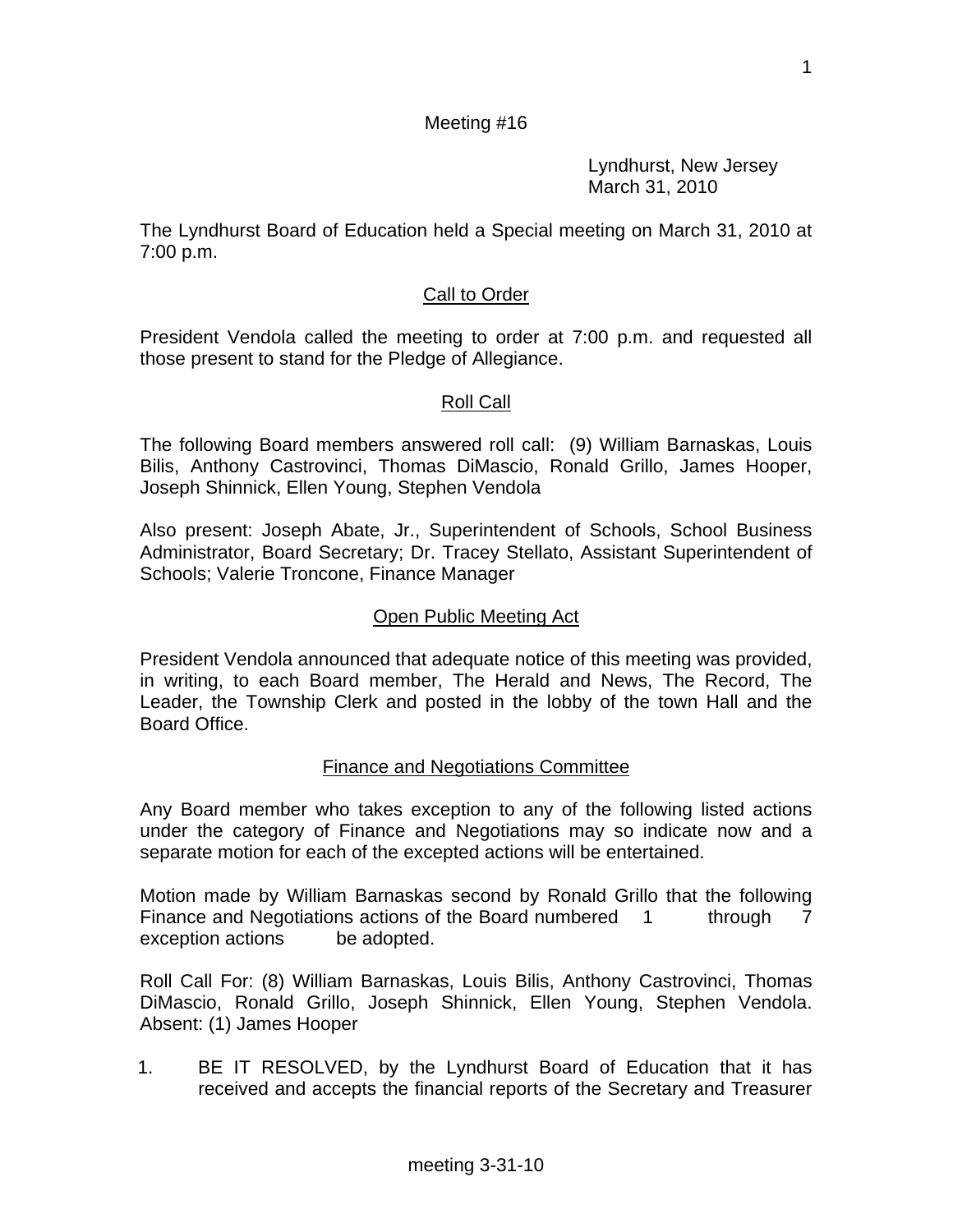Meeting #16

Lyndhurst, New Jersey
March 31, 2010

The Lyndhurst Board of Education held a Special meeting on March 31, 2010 at 7:00 p.m.

## Call to Order

President Vendola called the meeting to order at 7:00 p.m. and requested all those present to stand for the Pledge of Allegiance.

## Roll Call

The following Board members answered roll call: (9) William Barnaskas, Louis Bilis, Anthony Castrovinci, Thomas DiMascio, Ronald Grillo, James Hooper, Joseph Shinnick, Ellen Young, Stephen Vendola

Also present: Joseph Abate, Jr., Superintendent of Schools, School Business Administrator, Board Secretary; Dr. Tracey Stellato, Assistant Superintendent of Schools; Valerie Troncone, Finance Manager

## Open Public Meeting Act

President Vendola announced that adequate notice of this meeting was provided, in writing, to each Board member, The Herald and News, The Record, The Leader, the Township Clerk and posted in the lobby of the town Hall and the Board Office.

## Finance and Negotiations Committee

Any Board member who takes exception to any of the following listed actions under the category of Finance and Negotiations may so indicate now and a separate motion for each of the excepted actions will be entertained.

Motion made by William Barnaskas second by Ronald Grillo that the following Finance and Negotiations actions of the Board numbered 1 through 7 exception actions be adopted.

Roll Call For: (8) William Barnaskas, Louis Bilis, Anthony Castrovinci, Thomas DiMascio, Ronald Grillo, Joseph Shinnick, Ellen Young, Stephen Vendola. Absent: (1) James Hooper

1. BE IT RESOLVED, by the Lyndhurst Board of Education that it has received and accepts the financial reports of the Secretary and Treasurer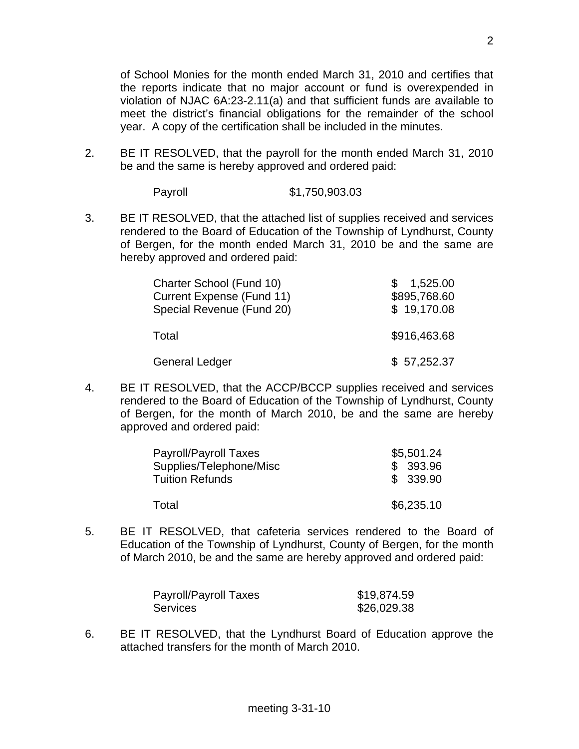of School Monies for the month ended March 31, 2010 and certifies that the reports indicate that no major account or fund is overexpended in violation of NJAC 6A:23-2.11(a) and that sufficient funds are available to meet the district's financial obligations for the remainder of the school year. A copy of the certification shall be included in the minutes.

2. BE IT RESOLVED, that the payroll for the month ended March 31, 2010 be and the same is hereby approved and ordered paid:

| | |
|---|---|
| Payroll | $1,750,903.03 |

3. BE IT RESOLVED, that the attached list of supplies received and services rendered to the Board of Education of the Township of Lyndhurst, County of Bergen, for the month ended March 31, 2010 be and the same are hereby approved and ordered paid:

| | |
|---|---|
| Charter School (Fund 10) | $ 1,525.00 |
| Current Expense (Fund 11) | $895,768.60 |
| Special Revenue (Fund 20) | $ 19,170.08 |
| Total | $916,463.68 |
| General Ledger | $ 57,252.37 |

4. BE IT RESOLVED, that the ACCP/BCCP supplies received and services rendered to the Board of Education of the Township of Lyndhurst, County of Bergen, for the month of March 2010, be and the same are hereby approved and ordered paid:

| | |
|---|---|
| Payroll/Payroll Taxes | $5,501.24 |
| Supplies/Telephone/Misc | $ 393.96 |
| Tuition Refunds | $ 339.90 |
| Total | $6,235.10 |

5. BE IT RESOLVED, that cafeteria services rendered to the Board of Education of the Township of Lyndhurst, County of Bergen, for the month of March 2010, be and the same are hereby approved and ordered paid:

| | |
|---|---|
| Payroll/Payroll Taxes | $19,874.59 |
| Services | $26,029.38 |

6. BE IT RESOLVED, that the Lyndhurst Board of Education approve the attached transfers for the month of March 2010.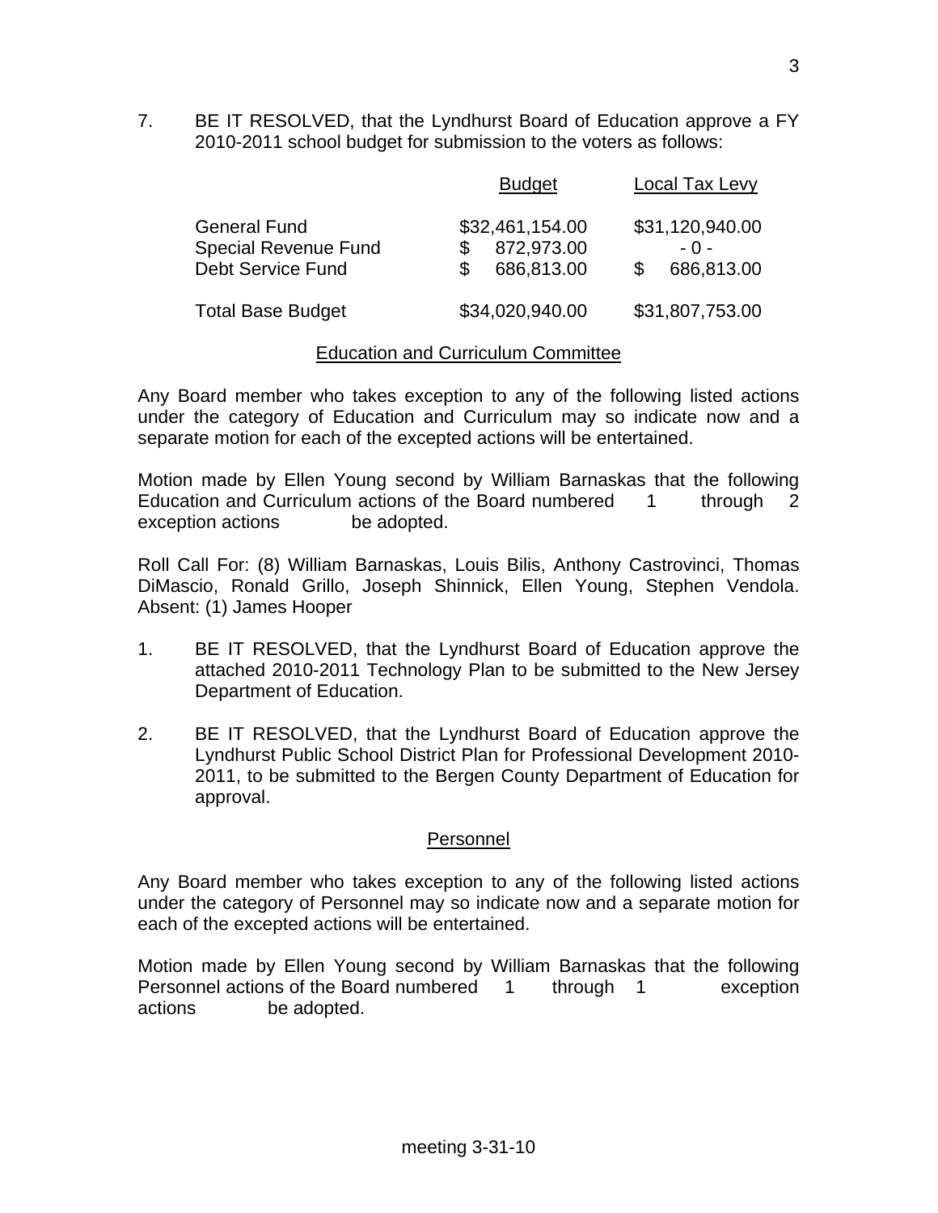7. BE IT RESOLVED, that the Lyndhurst Board of Education approve a FY 2010-2011 school budget for submission to the voters as follows:

| | Budget | Local Tax Levy |
|---|---|---|
| General Fund | $32,461,154.00 | $31,120,940.00 |
| Special Revenue Fund | $ 872,973.00 | - 0 - |
| Debt Service Fund | $ 686,813.00 | $ 686,813.00 |
| Total Base Budget | $34,020,940.00 | $31,807,753.00 |

## Education and Curriculum Committee

Any Board member who takes exception to any of the following listed actions under the category of Education and Curriculum may so indicate now and a separate motion for each of the excepted actions will be entertained.

Motion made by Ellen Young second by William Barnaskas that the following Education and Curriculum actions of the Board numbered 1 through 2 exception actions be adopted.

Roll Call For: (8) William Barnaskas, Louis Bilis, Anthony Castrovinci, Thomas DiMascio, Ronald Grillo, Joseph Shinnick, Ellen Young, Stephen Vendola. Absent: (1) James Hooper

1. BE IT RESOLVED, that the Lyndhurst Board of Education approve the attached 2010-2011 Technology Plan to be submitted to the New Jersey Department of Education.

2. BE IT RESOLVED, that the Lyndhurst Board of Education approve the Lyndhurst Public School District Plan for Professional Development 2010-2011, to be submitted to the Bergen County Department of Education for approval.

## Personnel

Any Board member who takes exception to any of the following listed actions under the category of Personnel may so indicate now and a separate motion for each of the excepted actions will be entertained.

Motion made by Ellen Young second by William Barnaskas that the following Personnel actions of the Board numbered 1 through 1 exception actions be adopted.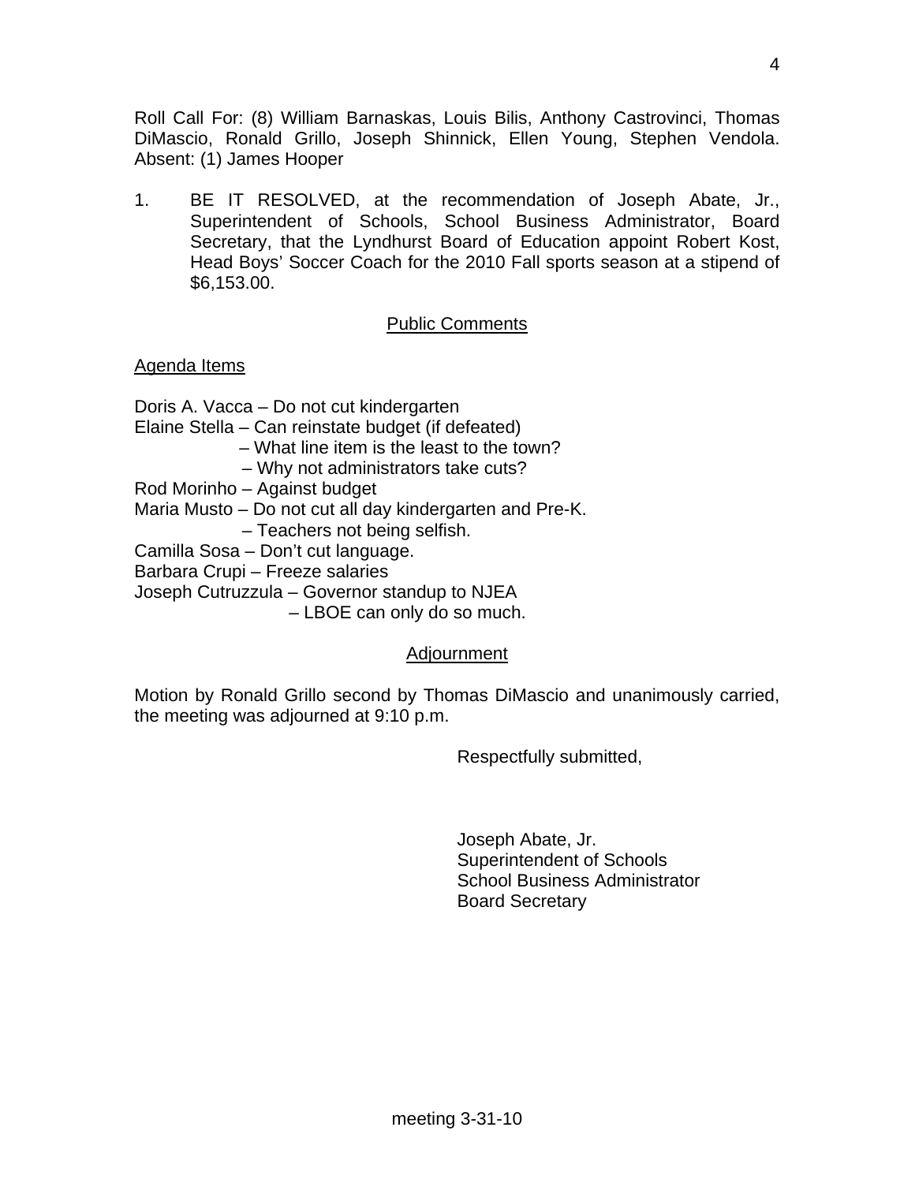Roll Call For: (8) William Barnaskas, Louis Bilis, Anthony Castrovinci, Thomas DiMascio, Ronald Grillo, Joseph Shinnick, Ellen Young, Stephen Vendola. Absent: (1) James Hooper

1. BE IT RESOLVED, at the recommendation of Joseph Abate, Jr., Superintendent of Schools, School Business Administrator, Board Secretary, that the Lyndhurst Board of Education appoint Robert Kost, Head Boys' Soccer Coach for the 2010 Fall sports season at a stipend of $6,153.00.

## Public Comments

### Agenda Items

Doris A. Vacca – Do not cut kindergarten
Elaine Stella – Can reinstate budget (if defeated)
– What line item is the least to the town?
– Why not administrators take cuts?
Rod Morinho – Against budget
Maria Musto – Do not cut all day kindergarten and Pre-K.
– Teachers not being selfish.
Camilla Sosa – Don't cut language.
Barbara Crupi – Freeze salaries
Joseph Cutruzzula – Governor standup to NJEA
– LBOE can only do so much.

## Adjournment

Motion by Ronald Grillo second by Thomas DiMascio and unanimously carried, the meeting was adjourned at 9:10 p.m.

Respectfully submitted,

Joseph Abate, Jr.
Superintendent of Schools
School Business Administrator
Board Secretary

meeting 3-31-10